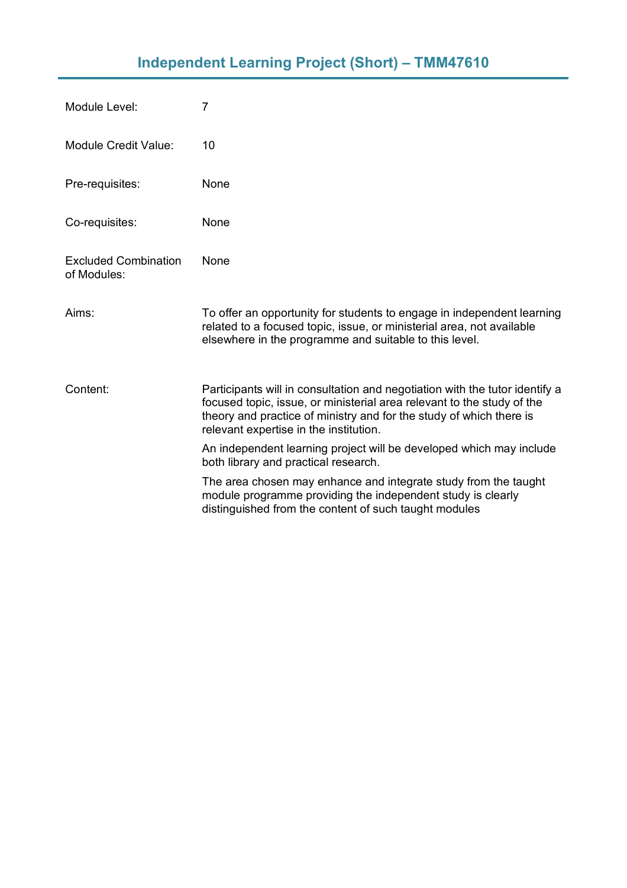# Independent Learning Project (Short) – TMM47610

| | |
|---|---|
| Module Level: | 7 |
| Module Credit Value: | 10 |
| Pre-requisites: | None |
| Co-requisites: | None |
| Excluded Combination of Modules: | None |
| Aims: | To offer an opportunity for students to engage in independent learning related to a focused topic, issue, or ministerial area, not available elsewhere in the programme and suitable to this level. |
| Content: | Participants will in consultation and negotiation with the tutor identify a focused topic, issue, or ministerial area relevant to the study of the theory and practice of ministry and for the study of which there is relevant expertise in the institution.<br><br>An independent learning project will be developed which may include both library and practical research.<br><br>The area chosen may enhance and integrate study from the taught module programme providing the independent study is clearly distinguished from the content of such taught modules |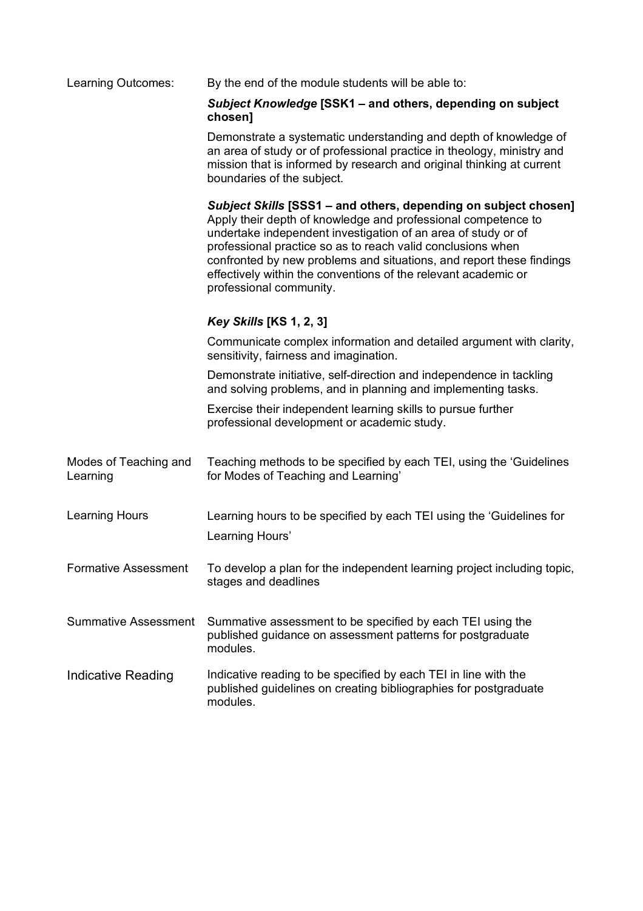| | |
|---|---|
| Learning Outcomes: | By the end of the module students will be able to:<br><br>***Subject Knowledge* [SSK1 – and others, depending on subject chosen]**<br><br>Demonstrate a systematic understanding and depth of knowledge of an area of study or of professional practice in theology, ministry and mission that is informed by research and original thinking at current boundaries of the subject.<br><br>***Subject Skills* [SSS1 – and others, depending on subject chosen]**<br>Apply their depth of knowledge and professional competence to undertake independent investigation of an area of study or of professional practice so as to reach valid conclusions when confronted by new problems and situations, and report these findings effectively within the conventions of the relevant academic or professional community.<br><br>***Key Skills* [KS 1, 2, 3]**<br><br>Communicate complex information and detailed argument with clarity, sensitivity, fairness and imagination.<br><br>Demonstrate initiative, self-direction and independence in tackling and solving problems, and in planning and implementing tasks.<br><br>Exercise their independent learning skills to pursue further professional development or academic study. |
| Modes of Teaching and Learning | Teaching methods to be specified by each TEI, using the 'Guidelines for Modes of Teaching and Learning' |
| Learning Hours | Learning hours to be specified by each TEI using the 'Guidelines for Learning Hours' |
| Formative Assessment | To develop a plan for the independent learning project including topic, stages and deadlines |
| Summative Assessment | Summative assessment to be specified by each TEI using the published guidance on assessment patterns for postgraduate modules. |
| Indicative Reading | Indicative reading to be specified by each TEI in line with the published guidelines on creating bibliographies for postgraduate modules. |